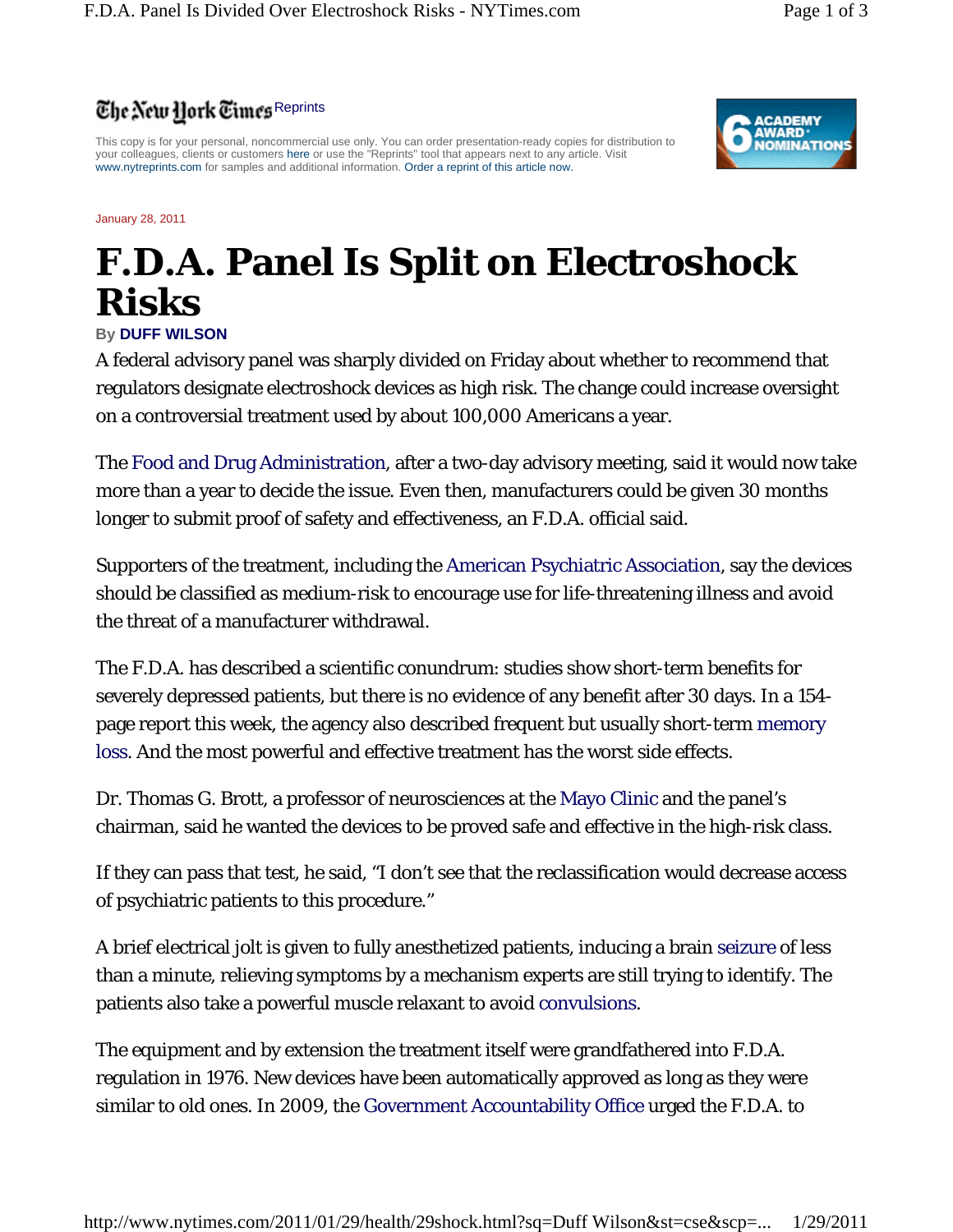The New York Times Reprints

This copy is for your personal, noncommercial use only. You can order presentation-ready copies for distribution to your colleagues, clients or customers here or use the "Reprints" tool that appears next to any article. Visit www.nytreprints.com for samples and additional information. Order a reprint of this article now.

January 28, 2011

# F.D.A. Panel Is Split on Electroshock Risks

By **DUFF WILSON**

A federal advisory panel was sharply divided on Friday about whether to recommend that regulators designate electroshock devices as high risk. The change could increase oversight on a controversial treatment used by about 100,000 Americans a year.

The Food and Drug Administration, after a two-day advisory meeting, said it would now take more than a year to decide the issue. Even then, manufacturers could be given 30 months longer to submit proof of safety and effectiveness, an F.D.A. official said.

Supporters of the treatment, including the American Psychiatric Association, say the devices should be classified as medium-risk to encourage use for life-threatening illness and avoid the threat of a manufacturer withdrawal.

The F.D.A. has described a scientific conundrum: studies show short-term benefits for severely depressed patients, but there is no evidence of any benefit after 30 days. In a 154-page report this week, the agency also described frequent but usually short-term memory loss. And the most powerful and effective treatment has the worst side effects.

Dr. Thomas G. Brott, a professor of neurosciences at the Mayo Clinic and the panel's chairman, said he wanted the devices to be proved safe and effective in the high-risk class.

If they can pass that test, he said, "I don't see that the reclassification would decrease access of psychiatric patients to this procedure."

A brief electrical jolt is given to fully anesthetized patients, inducing a brain seizure of less than a minute, relieving symptoms by a mechanism experts are still trying to identify. The patients also take a powerful muscle relaxant to avoid convulsions.

The equipment and by extension the treatment itself were grandfathered into F.D.A. regulation in 1976. New devices have been automatically approved as long as they were similar to old ones. In 2009, the Government Accountability Office urged the F.D.A. to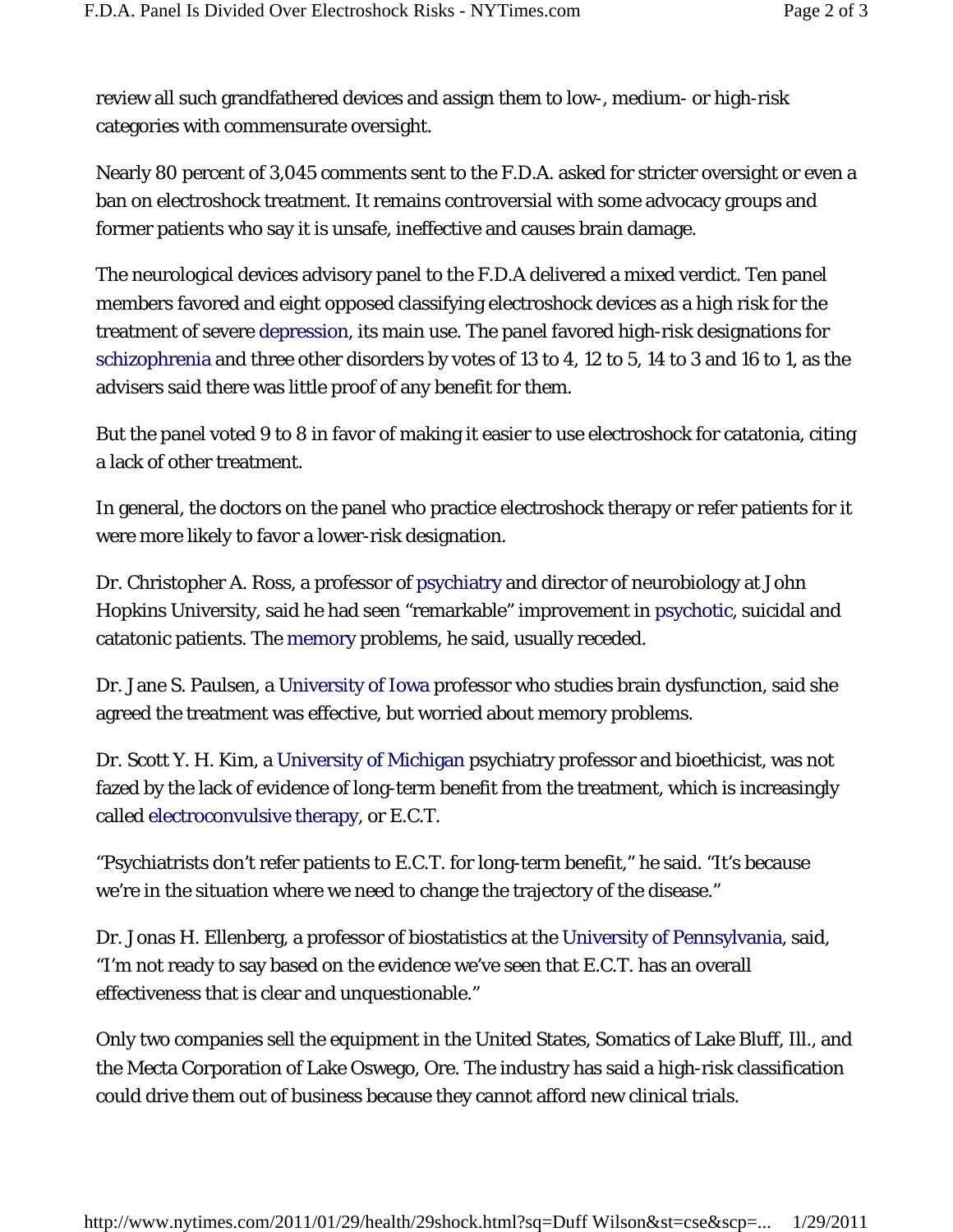review all such grandfathered devices and assign them to low-, medium- or high-risk categories with commensurate oversight.

Nearly 80 percent of 3,045 comments sent to the F.D.A. asked for stricter oversight or even a ban on electroshock treatment. It remains controversial with some advocacy groups and former patients who say it is unsafe, ineffective and causes brain damage.

The neurological devices advisory panel to the F.D.A delivered a mixed verdict. Ten panel members favored and eight opposed classifying electroshock devices as a high risk for the treatment of severe depression, its main use. The panel favored high-risk designations for schizophrenia and three other disorders by votes of 13 to 4, 12 to 5, 14 to 3 and 16 to 1, as the advisers said there was little proof of any benefit for them.

But the panel voted 9 to 8 in favor of making it easier to use electroshock for catatonia, citing a lack of other treatment.

In general, the doctors on the panel who practice electroshock therapy or refer patients for it were more likely to favor a lower-risk designation.

Dr. Christopher A. Ross, a professor of psychiatry and director of neurobiology at John Hopkins University, said he had seen "remarkable" improvement in psychotic, suicidal and catatonic patients. The memory problems, he said, usually receded.

Dr. Jane S. Paulsen, a University of Iowa professor who studies brain dysfunction, said she agreed the treatment was effective, but worried about memory problems.

Dr. Scott Y. H. Kim, a University of Michigan psychiatry professor and bioethicist, was not fazed by the lack of evidence of long-term benefit from the treatment, which is increasingly called electroconvulsive therapy, or E.C.T.

"Psychiatrists don't refer patients to E.C.T. for long-term benefit," he said. "It's because we're in the situation where we need to change the trajectory of the disease."

Dr. Jonas H. Ellenberg, a professor of biostatistics at the University of Pennsylvania, said, "I'm not ready to say based on the evidence we've seen that E.C.T. has an overall effectiveness that is clear and unquestionable."

Only two companies sell the equipment in the United States, Somatics of Lake Bluff, Ill., and the Mecta Corporation of Lake Oswego, Ore. The industry has said a high-risk classification could drive them out of business because they cannot afford new clinical trials.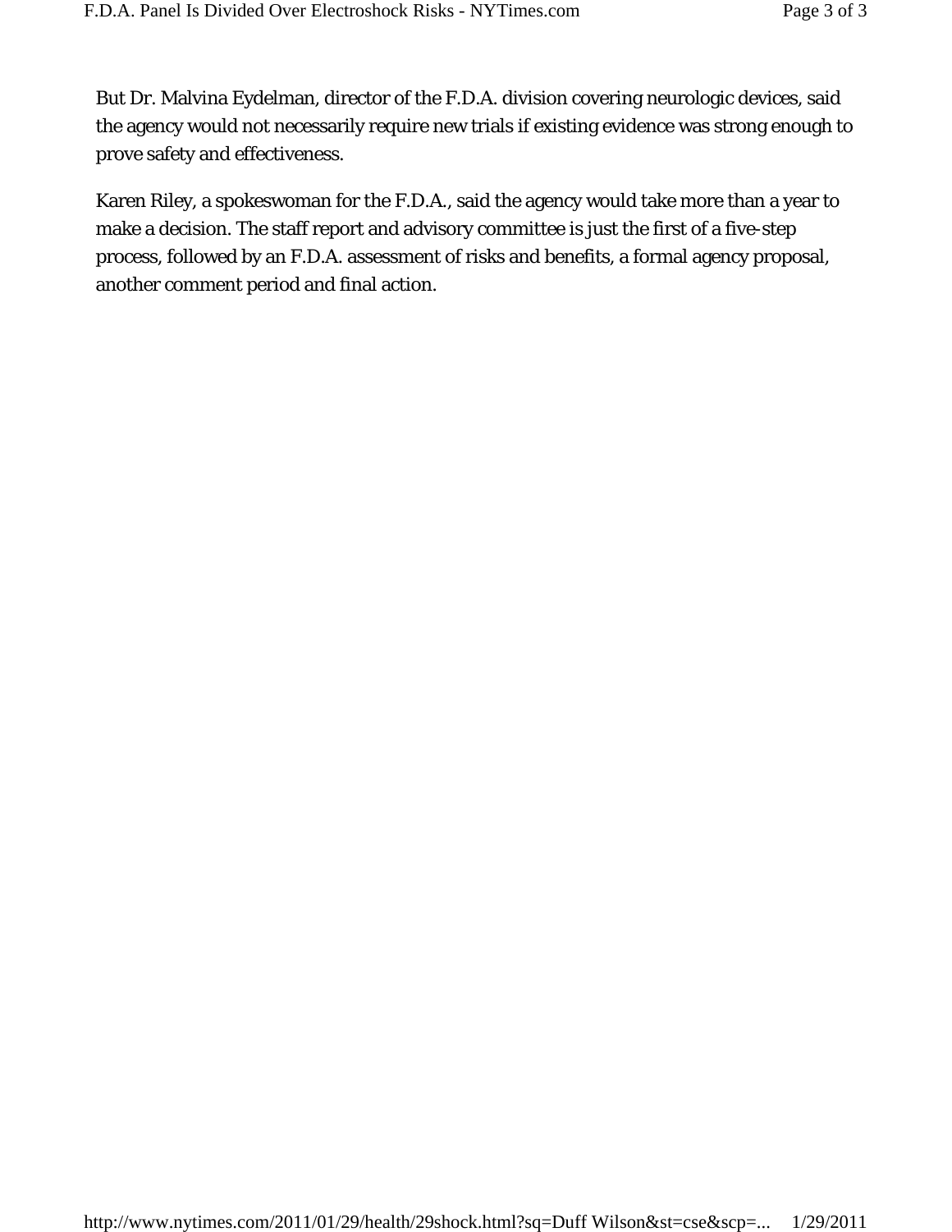But Dr. Malvina Eydelman, director of the F.D.A. division covering neurologic devices, said the agency would not necessarily require new trials if existing evidence was strong enough to prove safety and effectiveness.

Karen Riley, a spokeswoman for the F.D.A., said the agency would take more than a year to make a decision. The staff report and advisory committee is just the first of a five-step process, followed by an F.D.A. assessment of risks and benefits, a formal agency proposal, another comment period and final action.